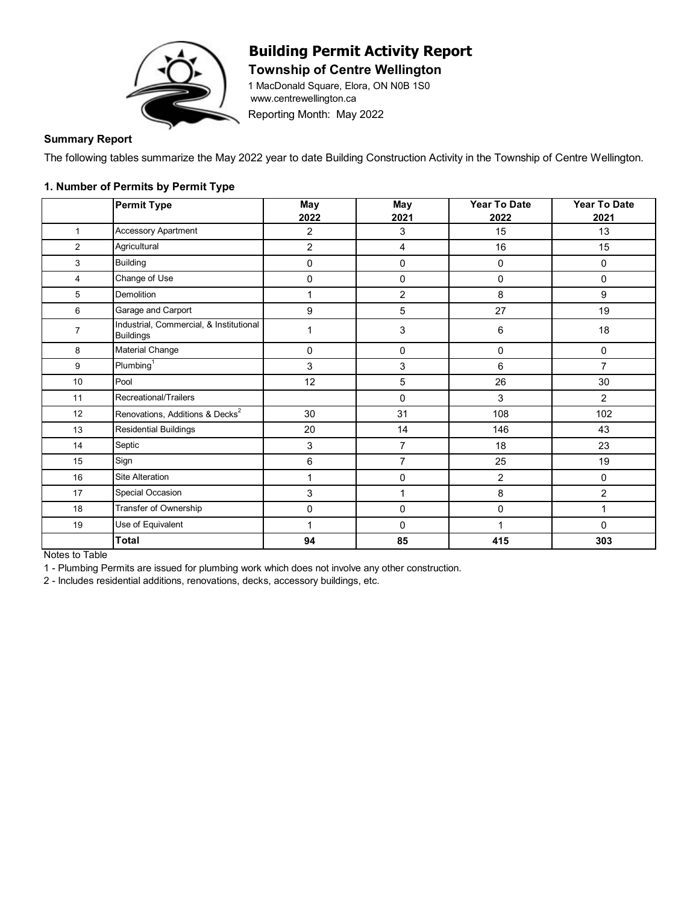# Building Permit Activity Report

## Township of Centre Wellington

1 MacDonald Square, Elora, ON N0B 1S0
www.centrewellington.ca
Reporting Month: May 2022

**Summary Report**

The following tables summarize the May 2022 year to date Building Construction Activity in the Township of Centre Wellington.

### 1. Number of Permits by Permit Type

| | Permit Type | May 2022 | May 2021 | Year To Date 2022 | Year To Date 2021 |
|---|---|---|---|---|---|
| 1 | Accessory Apartment | 2 | 3 | 15 | 13 |
| 2 | Agricultural | 2 | 4 | 16 | 15 |
| 3 | Building | 0 | 0 | 0 | 0 |
| 4 | Change of Use | 0 | 0 | 0 | 0 |
| 5 | Demolition | 1 | 2 | 8 | 9 |
| 6 | Garage and Carport | 9 | 5 | 27 | 19 |
| 7 | Industrial, Commercial, & Institutional Buildings | 1 | 3 | 6 | 18 |
| 8 | Material Change | 0 | 0 | 0 | 0 |
| 9 | Plumbing[1] | 3 | 3 | 6 | 7 |
| 10 | Pool | 12 | 5 | 26 | 30 |
| 11 | Recreational/Trailers | | 0 | 3 | 2 |
| 12 | Renovations, Additions & Decks[2] | 30 | 31 | 108 | 102 |
| 13 | Residential Buildings | 20 | 14 | 146 | 43 |
| 14 | Septic | 3 | 7 | 18 | 23 |
| 15 | Sign | 6 | 7 | 25 | 19 |
| 16 | Site Alteration | 1 | 0 | 2 | 0 |
| 17 | Special Occasion | 3 | 1 | 8 | 2 |
| 18 | Transfer of Ownership | 0 | 0 | 0 | 1 |
| 19 | Use of Equivalent | 1 | 0 | 1 | 0 |
| | **Total** | **94** | **85** | **415** | **303** |

Notes to Table

1 - Plumbing Permits are issued for plumbing work which does not involve any other construction.

2 - Includes residential additions, renovations, decks, accessory buildings, etc.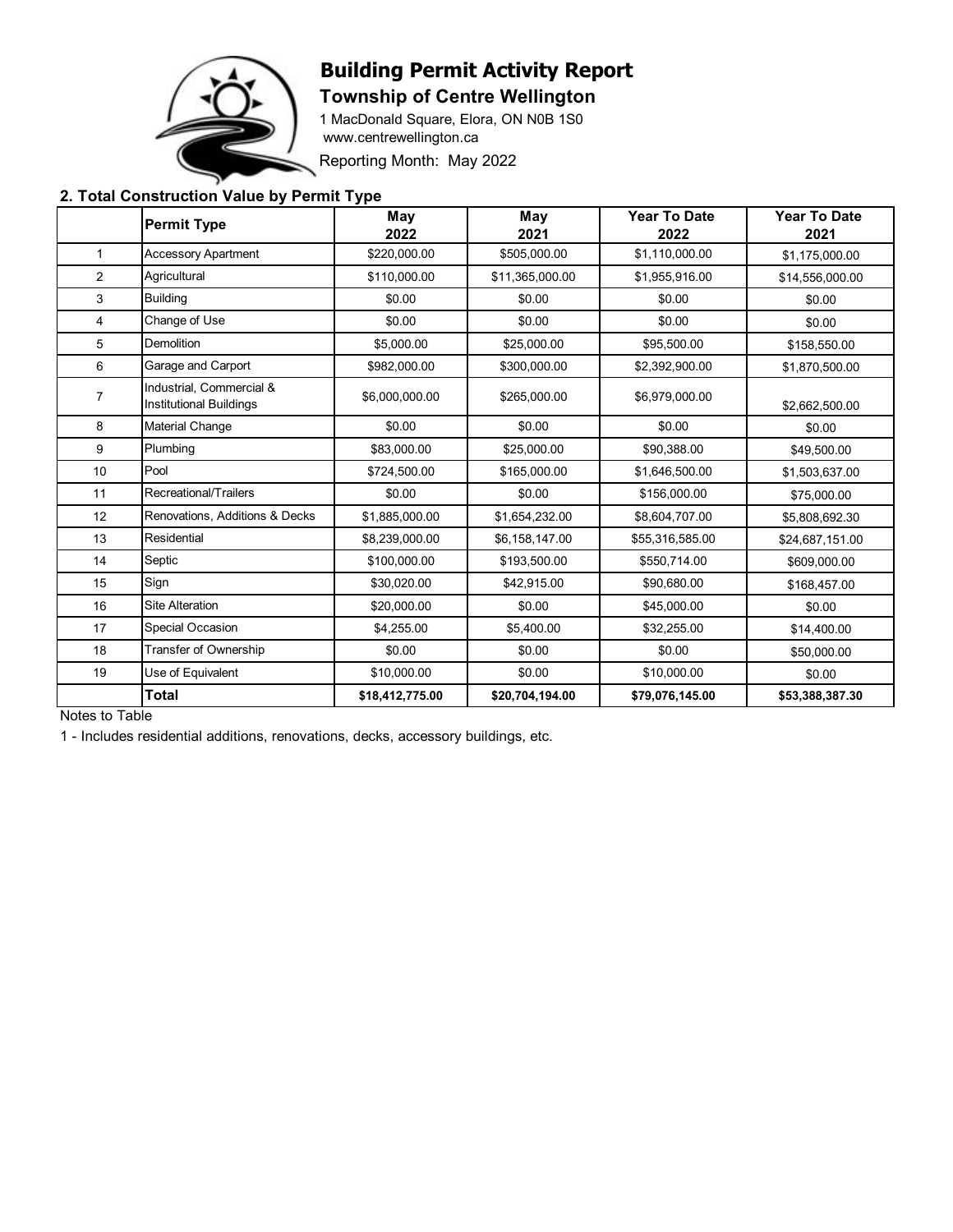# Building Permit Activity Report

**Township of Centre Wellington**

1 MacDonald Square, Elora, ON N0B 1S0
www.centrewellington.ca

Reporting Month: May 2022

## 2. Total Construction Value by Permit Type

| | Permit Type | May 2022 | May 2021 | Year To Date 2022 | Year To Date 2021 |
|---|---|---|---|---|---|
| 1 | Accessory Apartment | $220,000.00 | $505,000.00 | $1,110,000.00 | $1,175,000.00 |
| 2 | Agricultural | $110,000.00 | $11,365,000.00 | $1,955,916.00 | $14,556,000.00 |
| 3 | Building | $0.00 | $0.00 | $0.00 | $0.00 |
| 4 | Change of Use | $0.00 | $0.00 | $0.00 | $0.00 |
| 5 | Demolition | $5,000.00 | $25,000.00 | $95,500.00 | $158,550.00 |
| 6 | Garage and Carport | $982,000.00 | $300,000.00 | $2,392,900.00 | $1,870,500.00 |
| 7 | Industrial, Commercial & Institutional Buildings | $6,000,000.00 | $265,000.00 | $6,979,000.00 | $2,662,500.00 |
| 8 | Material Change | $0.00 | $0.00 | $0.00 | $0.00 |
| 9 | Plumbing | $83,000.00 | $25,000.00 | $90,388.00 | $49,500.00 |
| 10 | Pool | $724,500.00 | $165,000.00 | $1,646,500.00 | $1,503,637.00 |
| 11 | Recreational/Trailers | $0.00 | $0.00 | $156,000.00 | $75,000.00 |
| 12 | Renovations, Additions & Decks | $1,885,000.00 | $1,654,232.00 | $8,604,707.00 | $5,808,692.30 |
| 13 | Residential | $8,239,000.00 | $6,158,147.00 | $55,316,585.00 | $24,687,151.00 |
| 14 | Septic | $100,000.00 | $193,500.00 | $550,714.00 | $609,000.00 |
| 15 | Sign | $30,020.00 | $42,915.00 | $90,680.00 | $168,457.00 |
| 16 | Site Alteration | $20,000.00 | $0.00 | $45,000.00 | $0.00 |
| 17 | Special Occasion | $4,255.00 | $5,400.00 | $32,255.00 | $14,400.00 |
| 18 | Transfer of Ownership | $0.00 | $0.00 | $0.00 | $50,000.00 |
| 19 | Use of Equivalent | $10,000.00 | $0.00 | $10,000.00 | $0.00 |
| | **Total** | **$18,412,775.00** | **$20,704,194.00** | **$79,076,145.00** | **$53,388,387.30** |

Notes to Table

1 - Includes residential additions, renovations, decks, accessory buildings, etc.